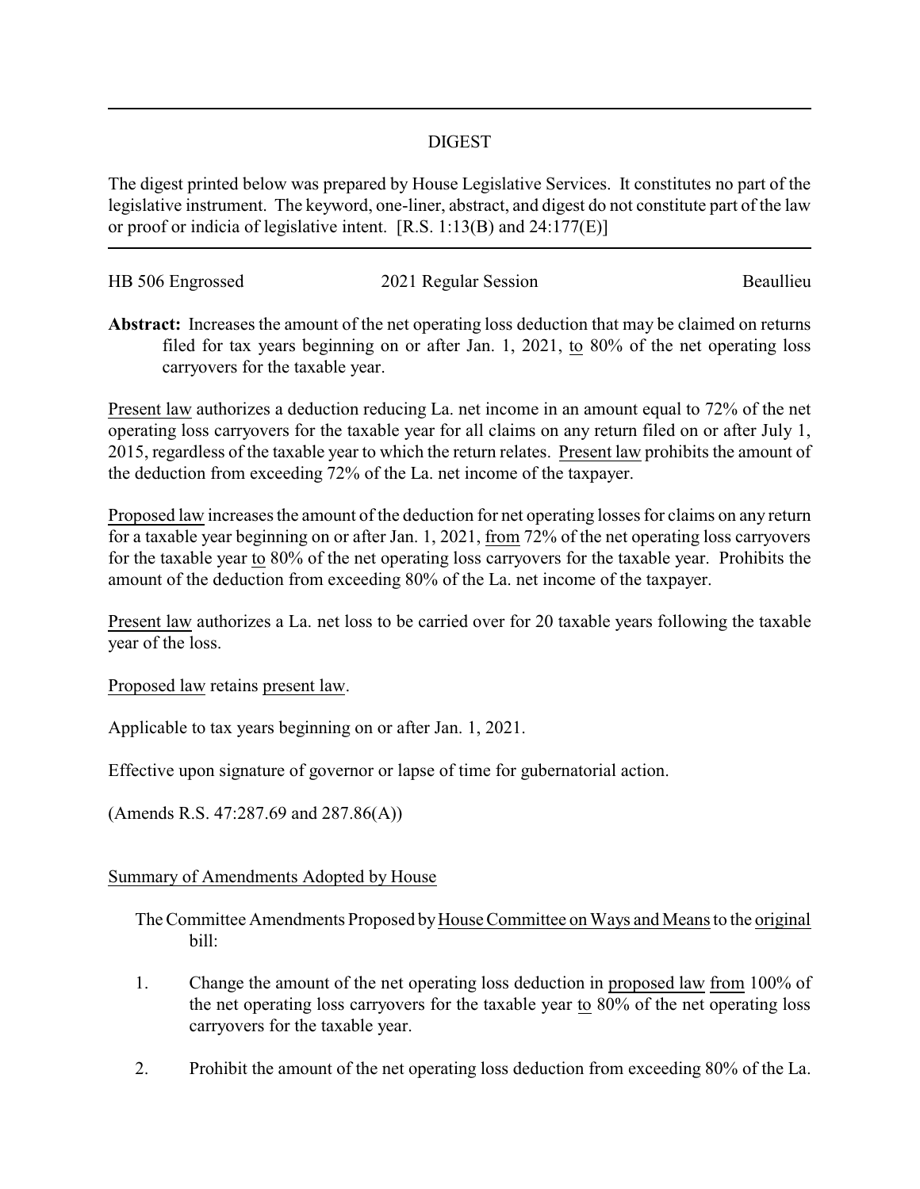# DIGEST

The digest printed below was prepared by House Legislative Services. It constitutes no part of the legislative instrument. The keyword, one-liner, abstract, and digest do not constitute part of the law or proof or indicia of legislative intent. [R.S. 1:13(B) and 24:177(E)]

HB 506 Engrossed | 2021 Regular Session | Beaullieu

**Abstract:** Increases the amount of the net operating loss deduction that may be claimed on returns filed for tax years beginning on or after Jan. 1, 2021, to 80% of the net operating loss carryovers for the taxable year.

Present law authorizes a deduction reducing La. net income in an amount equal to 72% of the net operating loss carryovers for the taxable year for all claims on any return filed on or after July 1, 2015, regardless of the taxable year to which the return relates. Present law prohibits the amount of the deduction from exceeding 72% of the La. net income of the taxpayer.

Proposed law increases the amount of the deduction for net operating losses for claims on any return for a taxable year beginning on or after Jan. 1, 2021, from 72% of the net operating loss carryovers for the taxable year to 80% of the net operating loss carryovers for the taxable year. Prohibits the amount of the deduction from exceeding 80% of the La. net income of the taxpayer.

Present law authorizes a La. net loss to be carried over for 20 taxable years following the taxable year of the loss.

Proposed law retains present law.

Applicable to tax years beginning on or after Jan. 1, 2021.

Effective upon signature of governor or lapse of time for gubernatorial action.

(Amends R.S. 47:287.69 and 287.86(A))

## Summary of Amendments Adopted by House

The Committee Amendments Proposed by House Committee on Ways and Means to the original bill:

1. Change the amount of the net operating loss deduction in proposed law from 100% of the net operating loss carryovers for the taxable year to 80% of the net operating loss carryovers for the taxable year.
2. Prohibit the amount of the net operating loss deduction from exceeding 80% of the La.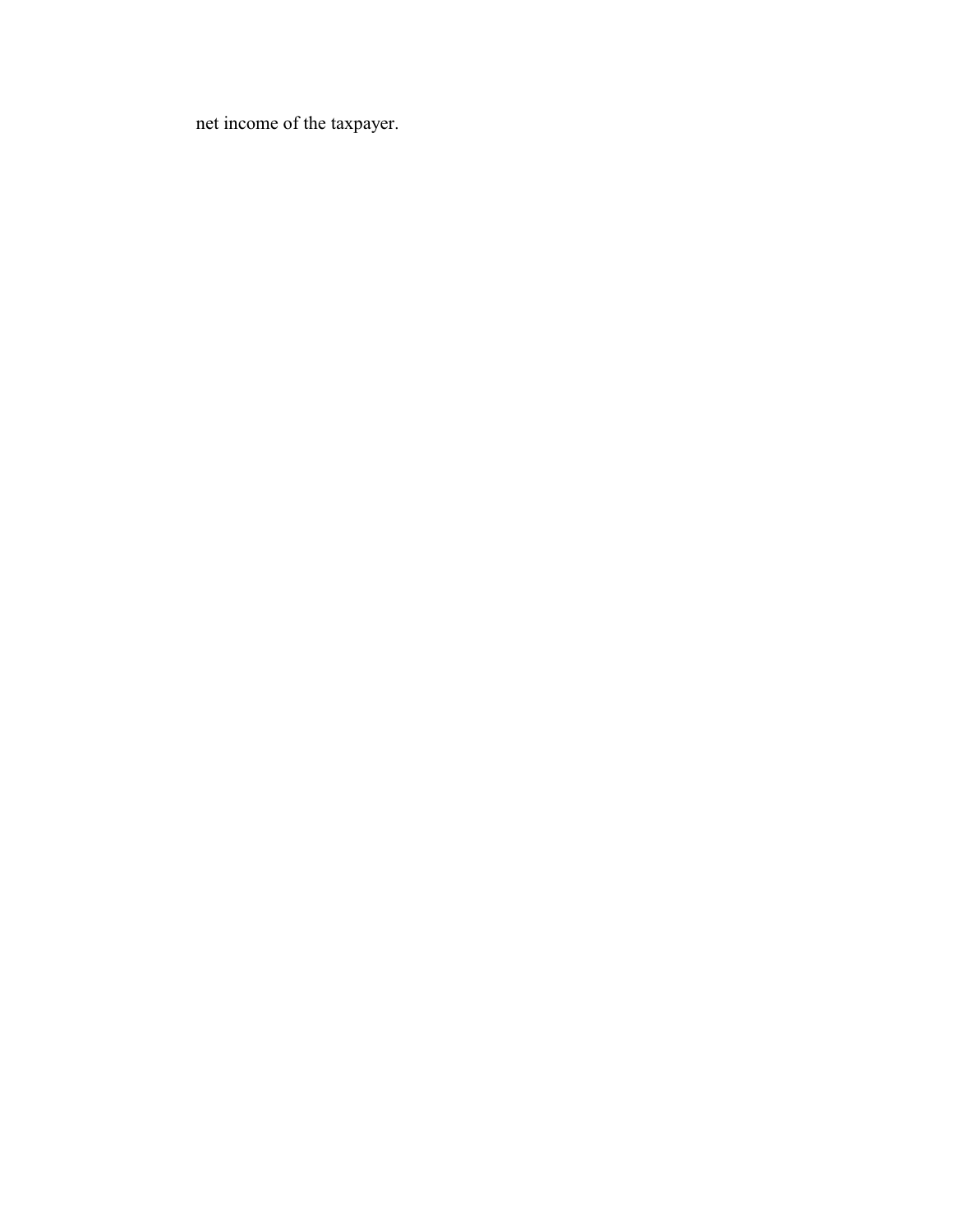net income of the taxpayer.